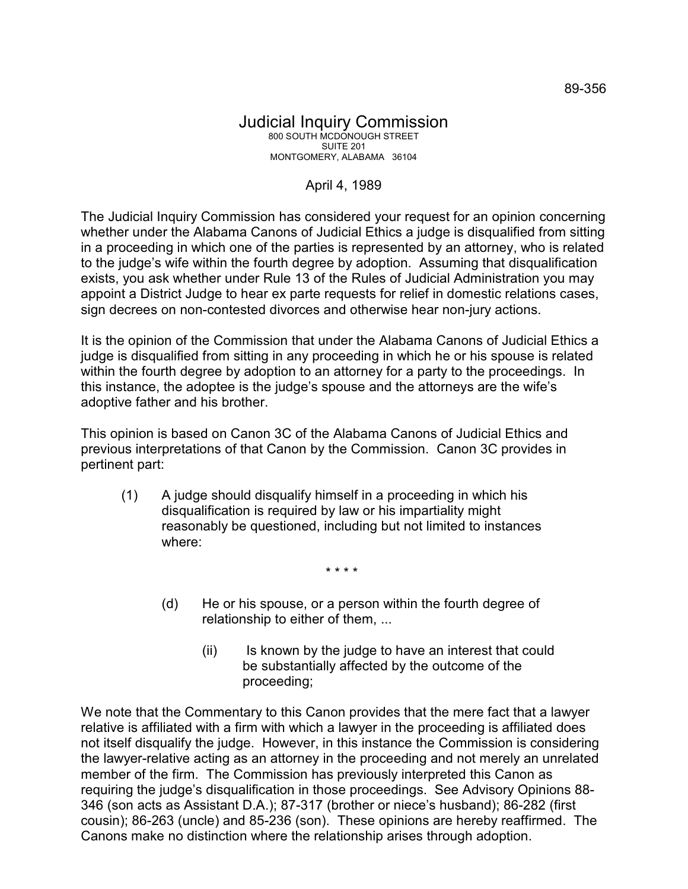89-356

# Judicial Inquiry Commission

800 SOUTH MCDONOUGH STREET
SUITE 201
MONTGOMERY, ALABAMA 36104

April 4, 1989

The Judicial Inquiry Commission has considered your request for an opinion concerning whether under the Alabama Canons of Judicial Ethics a judge is disqualified from sitting in a proceeding in which one of the parties is represented by an attorney, who is related to the judge's wife within the fourth degree by adoption. Assuming that disqualification exists, you ask whether under Rule 13 of the Rules of Judicial Administration you may appoint a District Judge to hear ex parte requests for relief in domestic relations cases, sign decrees on non-contested divorces and otherwise hear non-jury actions.

It is the opinion of the Commission that under the Alabama Canons of Judicial Ethics a judge is disqualified from sitting in any proceeding in which he or his spouse is related within the fourth degree by adoption to an attorney for a party to the proceedings. In this instance, the adoptee is the judge's spouse and the attorneys are the wife's adoptive father and his brother.

This opinion is based on Canon 3C of the Alabama Canons of Judicial Ethics and previous interpretations of that Canon by the Commission. Canon 3C provides in pertinent part:

> (1) A judge should disqualify himself in a proceeding in which his disqualification is required by law or his impartiality might reasonably be questioned, including but not limited to instances where:
>
> \* \* \* \*
>
> (d) He or his spouse, or a person within the fourth degree of relationship to either of them, ...
>
> (ii) Is known by the judge to have an interest that could be substantially affected by the outcome of the proceeding;

We note that the Commentary to this Canon provides that the mere fact that a lawyer relative is affiliated with a firm with which a lawyer in the proceeding is affiliated does not itself disqualify the judge. However, in this instance the Commission is considering the lawyer-relative acting as an attorney in the proceeding and not merely an unrelated member of the firm. The Commission has previously interpreted this Canon as requiring the judge's disqualification in those proceedings. See Advisory Opinions 88-346 (son acts as Assistant D.A.); 87-317 (brother or niece's husband); 86-282 (first cousin); 86-263 (uncle) and 85-236 (son). These opinions are hereby reaffirmed. The Canons make no distinction where the relationship arises through adoption.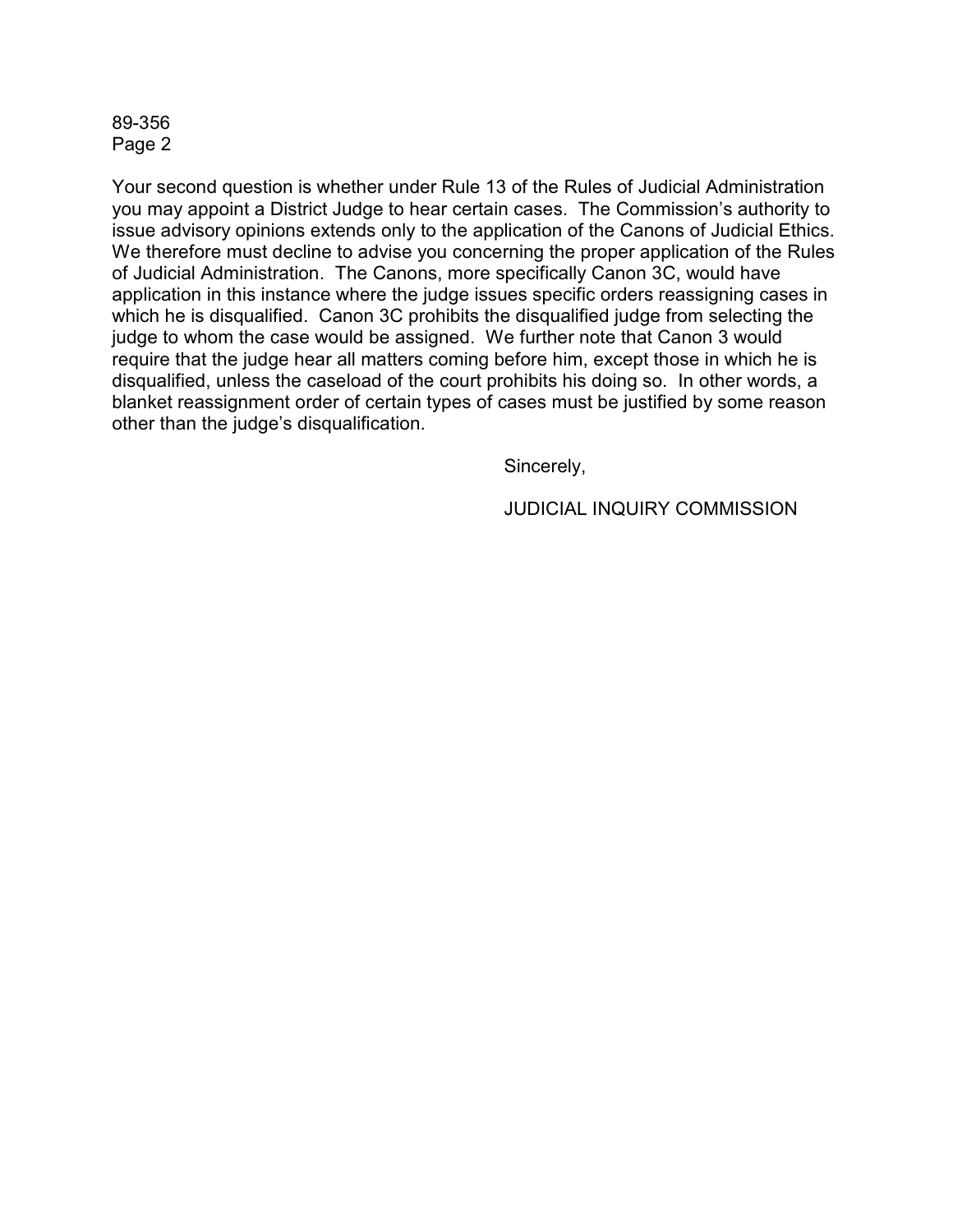Your second question is whether under Rule 13 of the Rules of Judicial Administration you may appoint a District Judge to hear certain cases. The Commission's authority to issue advisory opinions extends only to the application of the Canons of Judicial Ethics. We therefore must decline to advise you concerning the proper application of the Rules of Judicial Administration. The Canons, more specifically Canon 3C, would have application in this instance where the judge issues specific orders reassigning cases in which he is disqualified. Canon 3C prohibits the disqualified judge from selecting the judge to whom the case would be assigned. We further note that Canon 3 would require that the judge hear all matters coming before him, except those in which he is disqualified, unless the caseload of the court prohibits his doing so. In other words, a blanket reassignment order of certain types of cases must be justified by some reason other than the judge's disqualification.

Sincerely,

JUDICIAL INQUIRY COMMISSION